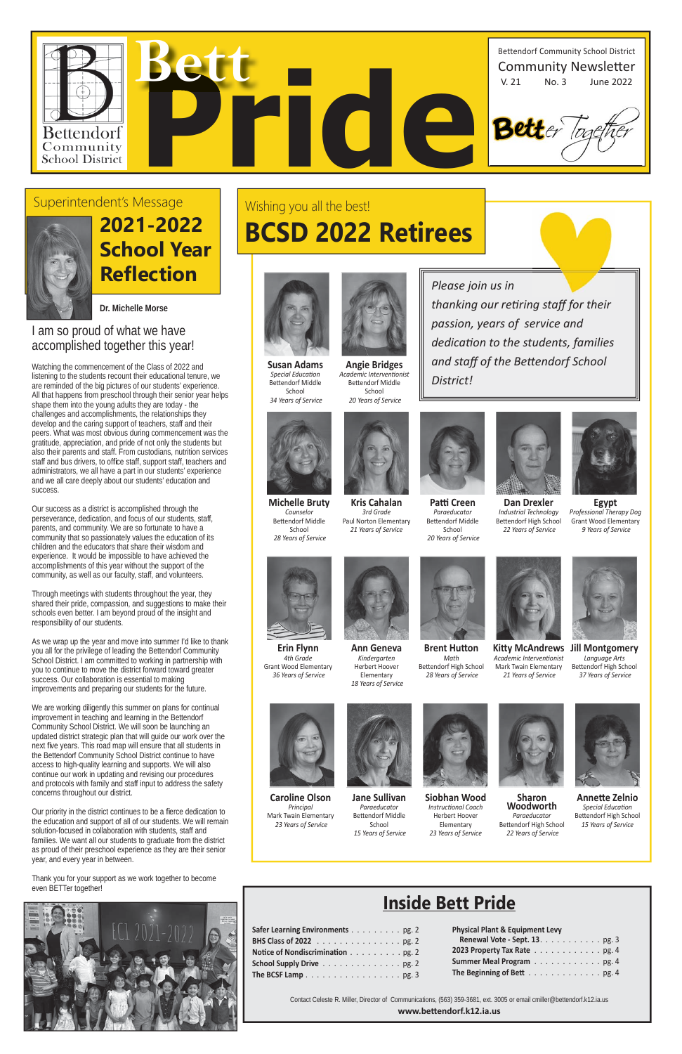# Bett Pride

Bettendorf Community School District

Community Newsletter

V. 21 No. 3 June 2022

Better Together

## Superintendent's Message

# 2021-2022 School Year Reflection

**Dr. Michelle Morse**

### I am so proud of what we have accomplished together this year!

Watching the commencement of the Class of 2022 and listening to the students recount their educational tenure, we are reminded of the big pictures of our students' experience. All that happens from preschool through their senior year helps shape them into the young adults they are today - the challenges and accomplishments, the relationships they develop and the caring support of teachers, staff and their peers. What was most obvious during commencement was the gratitude, appreciation, and pride of not only the students but also their parents and staff. From custodians, nutrition services staff and bus drivers, to office staff, support staff, teachers and administrators, we all have a part in our students' experience and we all care deeply about our students' education and success.

Our success as a district is accomplished through the perseverance, dedication, and focus of our students, staff, parents, and community. We are so fortunate to have a community that so passionately values the education of its children and the educators that share their wisdom and experience. It would be impossible to have achieved the accomplishments of this year without the support of the community, as well as our faculty, staff, and volunteers.

Through meetings with students throughout the year, they shared their pride, compassion, and suggestions to make their schools even better. I am beyond proud of the insight and responsibility of our students.

As we wrap up the year and move into summer I'd like to thank you all for the privilege of leading the Bettendorf Community School District. I am committed to working in partnership with you to continue to move the district forward toward greater success. Our collaboration is essential to making improvements and preparing our students for the future.

We are working diligently this summer on plans for continual improvement in teaching and learning in the Bettendorf Community School District. We will soon be launching an updated district strategic plan that will guide our work over the next five years. This road map will ensure that all students in the Bettendorf Community School District continue to have access to high-quality learning and supports. We will also continue our work in updating and revising our procedures and protocols with family and staff input to address the safety concerns throughout our district.

Our priority in the district continues to be a fierce dedication to the education and support of all of our students. We will remain solution-focused in collaboration with students, staff and families. We want all our students to graduate from the district as proud of their preschool experience as they are their senior year, and every year in between.

Thank you for your support as we work together to become even BETTer together!

## Wishing you all the best!

# BCSD 2022 Retirees

*Please join us in thanking our retiring staff for their passion, years of service and dedication to the students, families and staff of the Bettendorf School District!*

**Susan Adams**
*Special Education*
Bettendorf Middle School
*34 Years of Service*

**Angie Bridges**
*Academic Interventionist*
Bettendorf Middle School
*20 Years of Service*

**Michelle Bruty**
*Counselor*
Bettendorf Middle School
*28 Years of Service*

**Kris Cahalan**
*3rd Grade*
Paul Norton Elementary
*21 Years of Service*

**Patti Creen**
*Paraeducator*
Bettendorf Middle School
*20 Years of Service*

**Dan Drexler**
*Industrial Technology*
Bettendorf High School
*22 Years of Service*

**Egypt**
*Professional Therapy Dog*
Grant Wood Elementary
*9 Years of Service*

**Erin Flynn**
*4th Grade*
Grant Wood Elementary
*36 Years of Service*

**Ann Geneva**
*Kindergarten*
Herbert Hoover Elementary
*18 Years of Service*

**Brent Hutton**
*Math*
Bettendorf High School
*28 Years of Service*

**Kitty McAndrews**
*Academic Interventionist*
Mark Twain Elementary
*21 Years of Service*

**Jill Montgomery**
*Language Arts*
Bettendorf High School
*37 Years of Service*

**Caroline Olson**
*Principal*
Mark Twain Elementary
*23 Years of Service*

**Jane Sullivan**
*Paraeducator*
Bettendorf Middle School
*15 Years of Service*

**Siobhan Wood**
*Instructional Coach*
Herbert Hoover Elementary
*23 Years of Service*

**Sharon Woodworth**
*Paraeducator*
Bettendorf High School
*22 Years of Service*

**Annette Zelnio**
*Special Education*
Bettendorf High School
*15 Years of Service*

## Inside Bett Pride

- **Safer Learning Environments** . . . . . . . . . pg. 2
- **BHS Class of 2022** . . . . . . . . . . . . . . . pg. 2
- **Notice of Nondiscrimination** . . . . . . . . . pg. 2
- **School Supply Drive** . . . . . . . . . . . . . pg. 2
- **The BCSF Lamp** . . . . . . . . . . . . . . . . pg. 3
- **Physical Plant & Equipment Levy Renewal Vote - Sept. 13** . . . . . . . . . . pg. 3
- **2023 Property Tax Rate** . . . . . . . . . . . pg. 4
- **Summer Meal Program** . . . . . . . . . . . . pg. 4
- **The Beginning of Bett** . . . . . . . . . . . . pg. 4

Contact Celeste R. Miller, Director of Communications, (563) 359-3681, ext. 3005 or email cmiller@bettendorf.k12.ia.us

**www.bettendorf.k12.ia.us**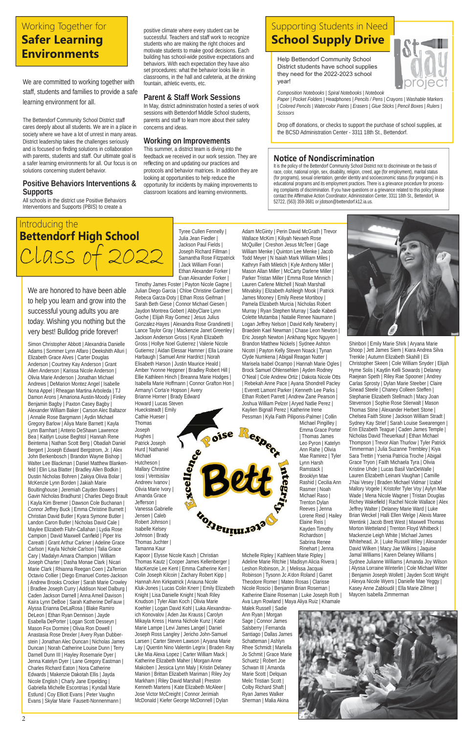## Working Together for **Safer Learning Environments**

We are committed to working together with staff, students and families to provide a safe learning environment for all.

The Bettendorf Community School District staff cares deeply about all students. We are in a place in society where we have a lot of unrest in many areas. District leadership takes the challenges seriously and is focused on finding solutions in collaboration with parents, students and staff. Our ultimate goal is a safer learning environments for all. Our focus is on solutions concerning student behavior.

### Positive Behaviors Interventions & Supports

All schools in the district use Positive Behaviors Interventions and Supports (PBIS) to create a positive climate where every student can be successful. Teachers and staff work to recognize students who are making the right choices and motivate students to make good decisions. Each building has school-wide positive expectations and behaviors. With each expectation they have also set procedures: what the behavior looks like in classrooms, in the hall and cafeteria, at the drinking fountain, athletic events, etc.

### Parent & Staff Work Sessions

In May, district administration hosted a series of work sessions with Bettendorf Middle School students, parents and staff to learn more about their safety concerns and ideas.

### Working on Improvements

This summer, a district team is diving into the feedback we received in our work session. They are reflecting on and updating our practices and protocols and behavior matrices. In addition they are looking at opportunities to help reduce the opportunity for incidents by making improvements to classroom locations and learning environments.

## Supporting Students in Need **School Supply Drive**

Help Bettendorf Community School District students have school supplies they need for the 2022-2023 school year!

*Composition Notebooks | Spiral Notebooks | Notebook Paper | Pocket Folders | Headphones | Pencils / Pens | Crayons | Washable Markers | Colored Pencils | Watercolor Paints | Erasers | Glue Sticks | Pencil Boxes | Rulers | Scissors*

Drop off donations, or checks to support the purchase of school supplies, at the BCSD Administration Center - 3311 18th St., Bettendorf.

### Notice of Nondiscrimination

It is the policy of the Bettendorf Community School District not to discriminate on the basis of race, color, national origin, sex, disability, religion, creed, age (for employment), marital status (for programs), sexual orientation, gender identity and socioeconomic status (for programs) in its educational programs and its employment practices. There is a grievance procedure for processing complaints of discrimination. If you have questions or a grievance related to this policy please contact the Affirmative Action Coordinator, Administration Center, 3311 18th St., Bettendorf, IA 52722, (563) 359-3681 or jdotson@bettendorf.k12.ia.us.

## Introducing the **Bettendorf High School** Class of 2022

We are honored to have been able to help you learn and grow into the successful young adults you are today. Wishing you nothing but the very best! Bulldog pride forever!

Simon Christopher Abbott | Alexandria Danielle Adams | Sommer Lynn Alfaro | Deekshith Alluri | Elizabeth Grace Alves | Carter Douglas Anderson | Courtney Kay Anderson | Grant Allen Anderson | Karissa Nicole Anderson | Olivia Marie Anderson | Jonathan Michael Andrews | DeMarion Montez Angel | Isabelle Nona Appel | Rheagan Martina Arboleda | TJ Damon Arons | Amariona Austin-Moody | Finley Benjamin Bagby | Paxton Casey Bagby | Alexander William Baker | Carson Alec Baltazor | Annalie Rose Bargmann | Aydin Michael Gregory Barlow | Aliya Marie Barnett | Kayla Lynn Barnhart | Anterio DeShawn Lawrence Bea | Kaitlyn Louise Beghtol | Hannah Rene Beintema | Nathan Scott Berg | Obadiah Daniel Bergert | Joseph Edward Bergstrom, Jr. | Alex John Berkenbosch | Brandon Wayne Bishop | Walter Lee Blackman | Daniel Matthew Blankenfeld | Bradley Allen Bodkin | Elin Lisa Blatter | Dustin Nicholas Bohren | Zakiya Olivia Bolar | McKenzie Lynn Borden | Jakiah Marie Boultinghouse | Jeremiah Cayden Bowers | Gavin Nicholas Bradhurst | Charles Diego Brault | Kayla Kim Bremer | Dawson Cole Buchanan | Connor Jeffrey Buck | Emma Christine Burnett | Christian David Butler | Kyara Symone Butler | Landon Caron Butler | Nicholas David Cale | Maylee Elizabeth Fluhr-Callahan | Lydia Rose Campion | David Maxwell Canfield | Piper Iris Careatti | Grant Arthur Carkner | Adeline Grace Carlson | Kayla Nichole Carlson | Talia Grace Cary | Madalyn Amara Champion | William Joseph Charter | Dasha Monae Clark | Nicari Marie Clark | Rhianna Reegan Coen | ZaTerrion Octavio Collier | Diego Emanuel Cortes-Jackson | Andrew Brooks Crocker | Sarah Marie Crowley | Bradlee Joseph Curry | Addison Noel Dalburg | Caden Jackson Darnell | Anna Ameil Davison | Kaira Lynn DeBoe | Sarah Katherine DeFauw | Alyssa Erianna DeLaRosa | Blake Ramiro DeLeon | Ethan Ryan Dennison | Jayde Esabella DePorter | Logan Scott Desseyn | Mason Fox Dormire | Olivia Ron Dowell | Anastasia Rose Drexler | Avery Ryan Dubberstein | Jonathan Alec Duncan | Nicholas James Duncan | Norah Catherine Louise Dunn | Terry Darnell Dunn III | Hayley Rosemarie Dyer | Jenna Katelyn Dyer | Lane Gregory Eastman | Charles Richard Eaton | Nora Catherine Edwards | Makenzie Dakotah Ellis | Jayda Nicole English | Charly Jane Erpelding | Gabriella Michelle Escontrias | Kyndall Marie Estlund | Coy Elliott Evans | Peter Vaughn Evans | Skylar Marie Fausett-Nonnenmann | Tyree Cullen Fennelly | Julia Jean Fiedler | Jackson Paul Fields | Joseph Richard Fillman | Samantha Rose Fitzpatrick | Jack William Forari | Ethan Alexander Forker | Evan Alexander Forker | Timothy James Foster | Payton Nicole Gagne | Julian Diego Garcia | Chloe Christine Gardner | Rebeca Garza-Doty | Ethan Ross Geifman | Sarah Beth Giese | Connor Michael Giesen | Jaydon Montrea Gobert | AbbyClare Lynn Goche | Elijah Ray Gomez | Jesus Julius Gonzalez-Hayes | Alexandra Rose Grandinetti | Lance Taylor Gray | Mackenzie Janet Greenley | Jackson Anderson Gross | Kyrah Elizabeth Gross | Hollye Noel Gutierrez | Valerie Nicole Gutierrez | Aidan Elessar Hamner | Ella Loraine Harbaugh | Samuel Amir Hardrict | Norah Elisabeth Harson | Justin Maurice Heald | Amber Yvonne Heppner | Bradley Robert Hill | Ellie Kathleen Hinch | Breanna Marie Hodges | Isabella Marie Hoffmann | Connor Grafton Hon | Armany'i Corta'e Hopson | Avery Brianne Horner | Brady Edward Howard | Lucas Steven Huecksteadt | Emily Cathie Hueser | Thomas Joseph Hughes | Patrick Joseph Hurd | Nathaniel Michael Hutcheson | Mallary Christine Iossi | Ventsislav Andreev Ivanov | Olivia Marie Ivory | Amanda Grace Jefferson | Vanessa Gabrielle Jensen | Caleb Robert Johnson | Isabelle Kelsey Johnson | Brady Thomas Juchter | Tamanna Kaur Kapoor | Elysse Nicole Kasch | Christian Thomas Kautz | Cooper James Kellenberger | MacKenzie Lee Kent | Emma Catherine Kerr | Colin Joseph Kilcoin | Zachary Robert Kipp | Hannah Ann Kirkpatrick | Ariauna Nicole Kluk-Jones | Lucas Colin Knerr | Emily Elizabeth Knight | Lisa Danielle Knight | Noah Riley Knudson | Tyler Alan Koch | Olivia Marie Koehler | Logan David Kohl | Luka Alexandrovich Konovalov | Aden Jax Krauss | Carolyn Mikayla Kress | Hanna Nichole Kunz | Katie Marie Lampe | Levi James Langel | Daniel Joseph Ross Langley | Jericho John-Samuel Larsen | Carter Steven Lawson | Aryana Marie Lay | Quentin Nino Valentin Legrix | Braden Ray Like Mia Alexa Lopez | Carter William Mack | Katherine Elizabeth Maher | Morgan Anne Makoben | Jessica Lynn Maly | Kristin Delaney Manion | Brittan Elizabeth Mariman | Riley Joy Markham | Riley David Marshall | Preston Kenneth Martens | Kate Elizabeth McAleer | Jose Victor McCreight | Connor Jerimiah McDonald | Kiefer George McDonnell | Dylan Adam McGinty | Perin David McGrath | Trevor Wallace McKim | Kiliyah Nevaeh Rose McQuiller | Creshon Jesus McTeer | Gage William Menke | Quinton Lee Menke | Jacob Todd Meyer | N Isaiah Mark William Miles | Kathryn Faith Miletich | Kyle Anthony Miller | Mason Allan Miller | McCarty Darlene Miller | Parker Tristan Miller | Emma Rose Minnich | Lauren Carlene Mitchell | Noah Marshall Mitvalsky | Elizabeth Ashleigh Mook | Patrick James Mooney | Emily Reese Mortiboy | Pamela Elizabeth Murcia | Nicholas Robert Murray | Ryan Stephen Murray | Sade Kabedi Colette Mutamba | Natalie Renee Naumann | Logan Jeffrey Nelson | David Kelly Newberry | Braedein Kael Newman | Chase Leon Newton | Eric Joseph Newton | Ankhang Ngoc Nguyen | Brandon Matthew Nickels | Sydnee Ashton Nicotri | Payton Kelly Steven Noack | Tynan Clyde Numkena | Abigail Reagan Nutter | Marisela Isabel Ocampo | Hannah Marie Ogles | Brock Samuel Ohlenschlen | Ayden Rodney O'Neal | Cole Andrew Ortiz | Dakota Nicole Otts | Rebekah Anne Pace | Ayana Shondrell Pacley | Everett Lamont Parker | Kenneth Lee Parks | Ethan Robert Parrett | Andrew Zane Pearson | Joshua William Pelzer | Aryed Natlie Perez | Kaylien Bignall Perez | Katherine Irene Pessman | Kyla Faith Piliponis-Palmer | Collin Michael Pingilley | Emma Grace Porter | Thomas James Leo Pyron | Katelyn Ann Rahe | Olivia Mae Ramirez | Tyler Lynn Harsh Ramstack | Brooklyn Mae Rashid | Cecilia Ann Rasmer | Noah Michael Raso | Trenton Dylan Reeves | Jenna Lorene Reid | Hailey Elaine Reis | Kayden Timothy Richardson | Sabrina Renee Rinehart | Jenna Michelle Ripley | Kathleen Marie Ripley | Adeline Marie Ritchie | Madisyn Alicia Rivera | Leshon Robinson, Jr. | Melissa Jacquai Robinson | Tysonn Jc A'don Roland | Garret Theodore Romer | Mateo Rosas | Clarisse Nicole Roscio | Benjamin Brian Roseman | Katherine Elaine Roseman | Luke Joseph Roth | Ava Layn Rowland | Maya Aliya Ruiz | Khamale Malek Russell | Sadie Ann Ryan | Morgan Sage | Connor James Salsberry | Fernanda Santiago | Dallas James Schatteman | Ashlyn Rhee Schmidt | Mariella Jo Schmit | Grace Marie Schuetz | Robert Joe Schwan III | Amanda Marie Scott | Delquan Melic Tristian Scott | Colby Richard Shaft | Ryan James Walker Sherman | Malia Akina Shinbori | Emily Marie Shirk | Aryana Marie Shoop | Jett James Siem | Kiara Andrea Silva Trenkle | Autumn Elizabeth Skahill | Eli Christopher Skeen | Cole William Snyder | Elijah Hyme Solis | Kaytlin Kelli Sowards | Delaney Raejean Speth | Riley Rae Spooner | Andrey Carlas Sprosty | Dylan Marie Steeber | Claire Sinead Steele | Chaney Colleen Steffen | Stephanie Elizabeth Stellmach | Macy Joan Stevenson | Sophie Rose Stierwalt | Mason Thomas Stine | Alexander Herbert Stone | Chelsea Faith Stone | Jackson William Stradt | Sydney Kay Strief | Sarah Louise Swearengen | Erin Elizabeth Teague | Caden James Temple | Nicholas David Theuerkauf | Ethan Michael Thompson | Trevor Alan Thurlow | Tyler Patrick Timmerman | Julia Suzanne Trembley | Kiya Sara Trettin | Ysenia Patricia Troche | Abigail Grace Tryon | Faith Michaela Tyra | Olivia Kristine Uhde | Lucas Basil VanDeWalle | Lauren Elizabeth Leinani Vaughan | Camille J'Nai Vesey | Braden Michael Vidmar | Izabel Mallory Vogele | Kristofer Tyler Voy | Aylyn Mae Wade | Mena Nicole Wagner | Tristan Douglas Richey Wakefield | Rachel Nicole Wallace | Alex Jeffrey Walter | Delaney Marie Ward | Luke Brian Weckel | Halli Ellen Wegle | Alexis Maree Wentink | Jacob Brett West | Maxwell Thomas Morton Wetteland | Trenton Floyd Whitbeck | Mackenzie Leigh White | Michael James Whitehead, Jr. | Luke Russell Wiley | Alexander David Wilken | Macy Jae Wilkins | Jaquise Jamal Williams | Karen Delaney Williams | Sydnee Julianne Williams | Amanda Joy Wilson | Alyssa Lorraine Winterlin | Cole Michael Witter | Benjamin Joseph Wollett | Jayden Scott Wright | Alexya Nicole Wyers | Danielle Mae Yeggy | Kasey Anne Zabloudil | Ella Marie Zillmer | Maycen Isabella Zimmerman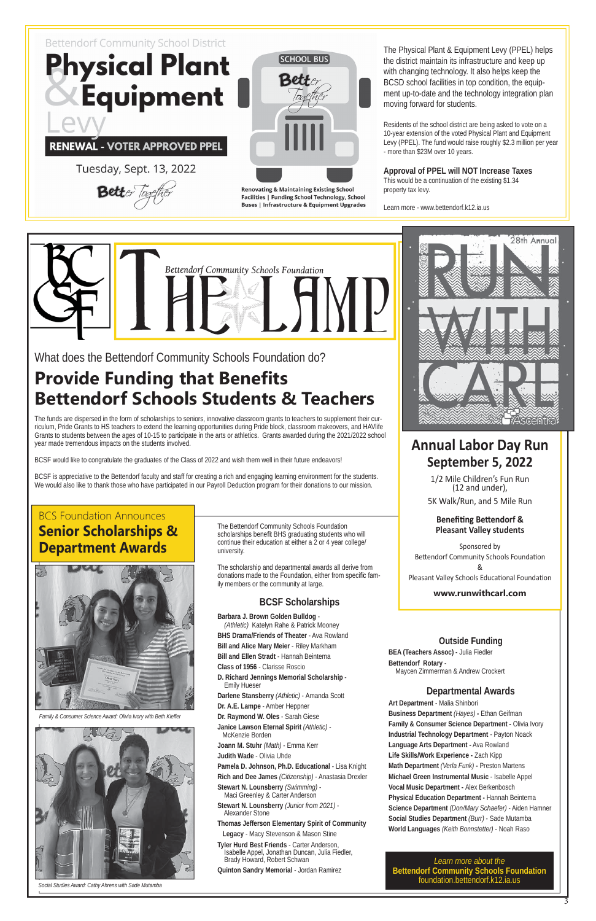Bettendorf Community School District

# Physical Plant & Equipment Levy

**RENEWAL - VOTER APPROVED PPEL**

Tuesday, Sept. 13, 2022

Better Together

SCHOOL BUS

Renovating & Maintaining Existing School Facilities | Funding School Technology, School Buses | Infrastructure & Equipment Upgrades

The Physical Plant & Equipment Levy (PPEL) helps the district maintain its infrastructure and keep up with changing technology. It also helps keep the BCSD school facilities in top condition, the equipment up-to-date and the technology integration plan moving forward for students.

Residents of the school district are being asked to vote on a 10-year extension of the voted Physical Plant and Equipment Levy (PPEL). The fund would raise roughly $2.3 million per year - more than $23M over 10 years.

**Approval of PPEL will NOT Increase Taxes**
This would be a continuation of the existing $1.34 property tax levy.

Learn more - www.bettendorf.k12.ia.us

BCSF

Bettendorf Community Schools Foundation

# THE LAMP

What does the Bettendorf Community Schools Foundation do?

## Provide Funding that Benefits Bettendorf Schools Students & Teachers

The funds are dispersed in the form of scholarships to seniors, innovative classroom grants to teachers to supplement their curriculum, Pride Grants to HS teachers to extend the learning opportunities during Pride block, classroom makeovers, and HAVlife Grants to students between the ages of 10-15 to participate in the arts or athletics. Grants awarded during the 2021/2022 school year made tremendous impacts on the students involved.

BCSF would like to congratulate the graduates of the Class of 2022 and wish them well in their future endeavors!

BCSF is appreciative to the Bettendorf faculty and staff for creating a rich and engaging learning environment for the students. We would also like to thank those who have participated in our Payroll Deduction program for their donations to our mission.

2022 28th Annual RUN WITH CARL Ascentra

## Annual Labor Day Run September 5, 2022

1/2 Mile Children's Fun Run (12 and under),

5K Walk/Run, and 5 Mile Run

**Benefiting Bettendorf & Pleasant Valley students**

Sponsored by
Bettendorf Community Schools Foundation
&
Pleasant Valley Schools Educational Foundation

**www.runwithcarl.com**

BCS Foundation Announces

## Senior Scholarships & Department Awards

*Family & Consumer Science Award: Olivia Ivory with Beth Kieffer*

*Social Studies Award: Cathy Ahrens with Sade Mutamba*

The Bettendorf Community Schools Foundation scholarships benefit BHS graduating students who will continue their education at either a 2 or 4 year college/university.

The scholarship and departmental awards all derive from donations made to the Foundation, either from specific family members or the community at large.

### BCSF Scholarships

**Barbara J. Brown Golden Bulldog** - *(Athletic)* Katelyn Rahe & Patrick Mooney
**BHS Drama/Friends of Theater** - Ava Rowland
**Bill and Alice Mary Meier** - Riley Markham
**Bill and Ellen Stradt** - Hannah Beintema
**Class of 1956** - Clarisse Roscio
**D. Richard Jennings Memorial Scholarship** - Emily Hueser
**Darlene Stansberry** *(Athletic)* - Amanda Scott
**Dr. A.E. Lampe** - Amber Heppner
**Dr. Raymond W. Oles** - Sarah Giese
**Janice Lawson Eternal Spirit** *(Athletic)* - McKenzie Borden
**Joann M. Stuhr** *(Math)* - Emma Kerr
**Judith Wade** - Olivia Uhde
**Pamela D. Johnson, Ph.D. Educational** - Lisa Knight
**Rich and Dee James** *(Citizenship)* - Anastasia Drexler
**Stewart N. Lounsberry** *(Swimming)* - Maci Greenley & Carter Anderson
**Stewart N. Lounsberry** *(Junior from 2021)* - Alexander Stone
**Thomas Jefferson Elementary Spirit of Community Legacy** - Macy Stevenson & Mason Stine
**Tyler Hurd Best Friends** - Carter Anderson, Isabelle Appel, Jonathan Duncan, Julia Fiedler, Brady Howard, Robert Schwan
**Quinton Sandry Memorial** - Jordan Ramirez

### Outside Funding

**BEA (Teachers Assoc) -** Julia Fiedler
**Bettendorf Rotary** - Maycen Zimmerman & Andrew Crockert

### Departmental Awards

**Art Department** - Malia Shinbori
**Business Department** *(Hayes)* - Ethan Geifman
**Family & Consumer Science Department -** Olivia Ivory
**Industrial Technology Department** - Payton Noack
**Language Arts Department -** Ava Rowland
**Life Skills/Work Experience -** Zach Kipp
**Math Department** *(Verla Funk)* **-** Preston Martens
**Michael Green Instrumental Music** - Isabelle Appel
**Vocal Music Department -** Alex Berkenbosch
**Physical Education Department -** Hannah Beintema
**Science Department** *(Don/Mary Schaefer)* - Aiden Hamner
**Social Studies Department** *(Burr)* - Sade Mutamba
**World Languages** *(Keith Bonnstetter)* - Noah Raso

*Learn more about the*
**Bettendorf Community Schools Foundation**
foundation.bettendorf.k12.ia.us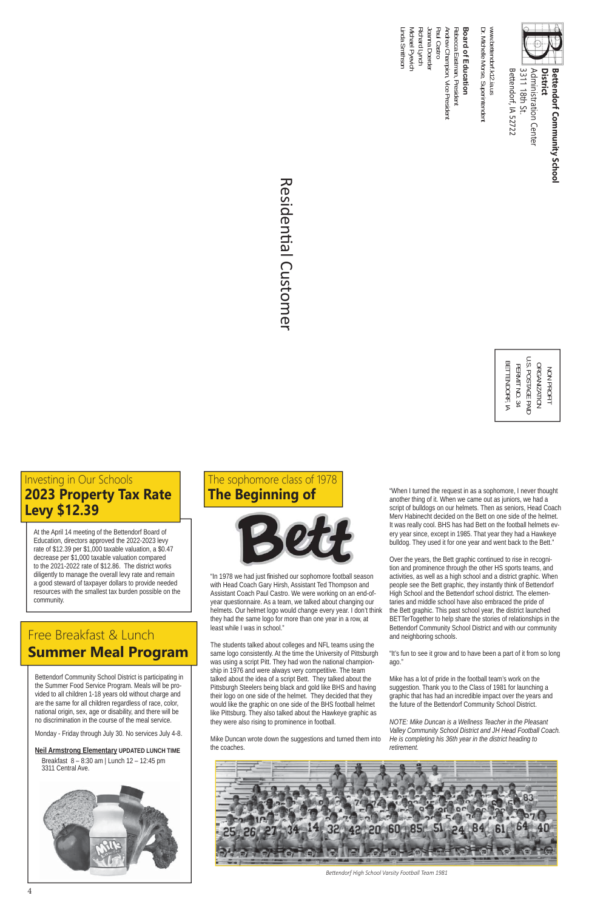**Bettendorf Community School District**
Administration Center
3311 18th St.
Bettendorf, IA 52722

www.bettendorf.k12.ia.us
Dr. Michelle Morse, Superintendent

**Board of Education**
Rebecca Eastman, President
Andrew Champion, Vice President
Paul Castro
Joanna Doerder
Richard Lynch
Michael Pyevich
Linda Smithson

NON PROFIT
ORGANIZATION
U.S. POSTAGE PAID
PERMIT NO. 34
BETTENDORF, IA

Residential Customer

## Investing in Our Schools
## 2023 Property Tax Rate Levy $12.39

At the April 14 meeting of the Bettendorf Board of Education, directors approved the 2022-2023 levy rate of $12.39 per $1,000 taxable valuation, a $0.47 decrease per $1,000 taxable valuation compared to the 2021-2022 rate of $12.86. The district works diligently to manage the overall levy rate and remain a good steward of taxpayer dollars to provide needed resources with the smallest tax burden possible on the community.

## Free Breakfast & Lunch
## Summer Meal Program

Bettendorf Community School District is participating in the Summer Food Service Program. Meals will be provided to all children 1-18 years old without charge and are the same for all children regardless of race, color, national origin, sex, age or disability, and there will be no discrimination in the course of the meal service.

Monday - Friday through July 30. No services July 4-8.

**Neil Armstrong Elementary** UPDATED LUNCH TIME
Breakfast 8 – 8:30 am | Lunch 12 – 12:45 pm
3311 Central Ave.

## The sophomore class of 1978
## The Beginning of Bett

"In 1978 we had just finished our sophomore football season with Head Coach Gary Hirsh, Assistant Coach Ted Thompson and Assistant Coach Paul Castro. We were working on an end-of-year questionnaire. As a team, we talked about changing our helmets. Our helmet logo would change every year. I don't think they had the same logo for more than one year in a row, at least while I was in school."

The students talked about colleges and NFL teams using the same logo consistently. At the time the University of Pittsburgh was using a script Pitt. They had won the national championship in 1976 and were always very competitive. The team talked about the idea of a script Bett. They talked about the Pittsburgh Steelers being black and gold like BHS and having their logo on one side of the helmet. They decided that they would like the graphic on one side of the BHS football helmet like Pittsburg. They also talked about the Hawkeye graphic as they were also rising to prominence in football.

Mike Duncan wrote down the suggestions and turned them into the coaches.

"When I turned the request in as a sophomore, I never thought another thing of it. When we came out as juniors, we had a script of bulldogs on our helmets. Then as seniors, Head Coach Merv Habinecht decided on the Bett on one side of the helmet. It was really cool. BHS has had Bett on the football helmets every year since, except in 1985. That year they had a Hawkeye bulldog. They used it for one year and went back to the Bett."

Over the years, the Bett graphic continued to rise in recognition and prominence through the other HS sports teams, and activities, as well as a high school and a district graphic. When people see the Bett graphic, they instantly think of Bettendorf High School and the Bettendorf school district. The elementaries and middle school have also embraced the pride of the Bett graphic. This past school year, the district launched BETTerTogether to help share the stories of relationships in the Bettendorf Community School District and with our community and neighboring schools.

"It's fun to see it grow and to have been a part of it from so long ago."

Mike has a lot of pride in the football team's work on the suggestion. Thank you to the Class of 1981 for launching a graphic that has had an incredible impact over the years and the future of the Bettendorf Community School District.

*NOTE: Mike Duncan is a Wellness Teacher in the Pleasant Valley Community School District and JH Head Football Coach. He is completing his 36th year in the district heading to retirement.*

*Bettendorf High School Varsity Football Team 1981*